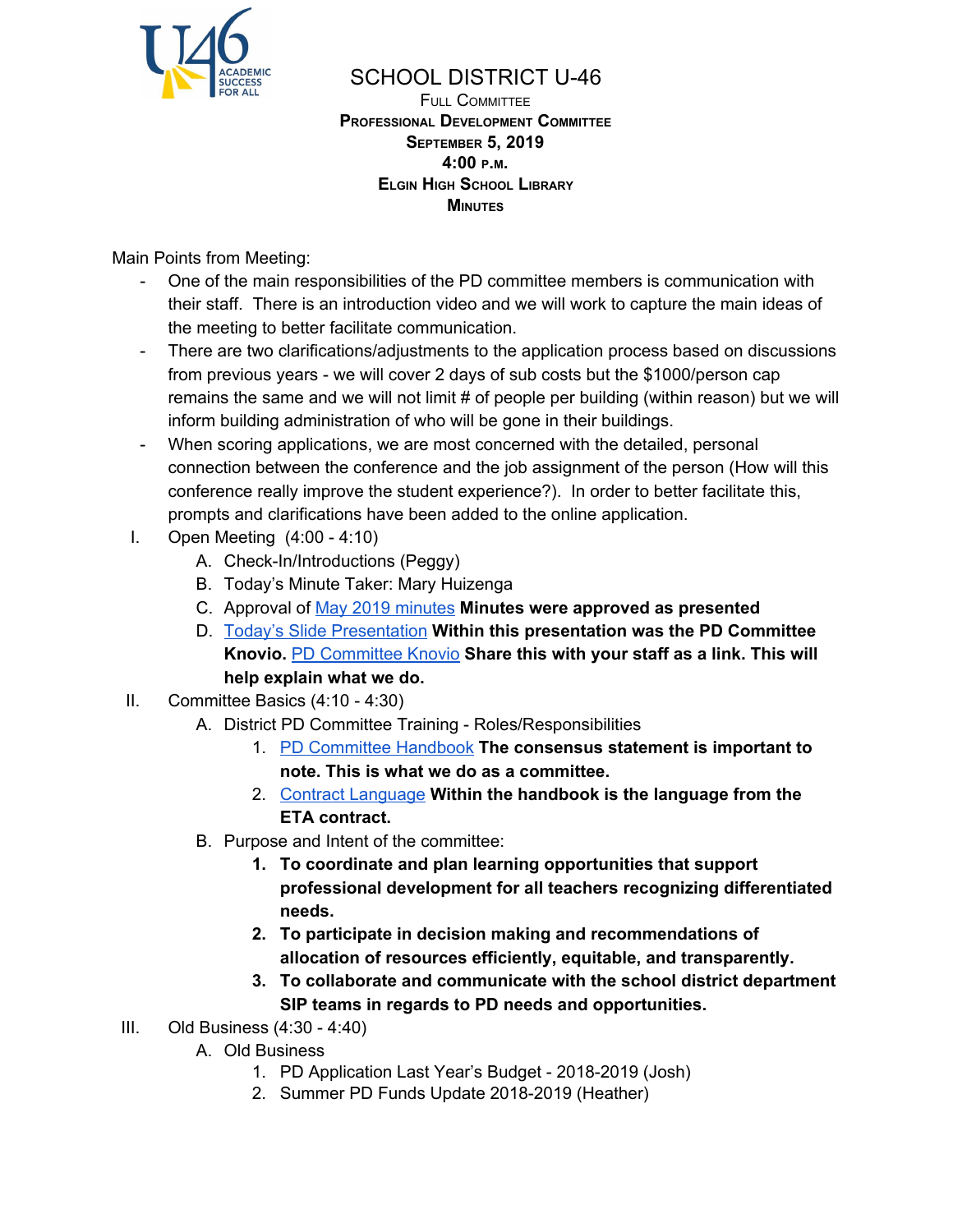# SCHOOL DISTRICT U-46

**Full Committee**
**Professional Development Committee**
**September 5, 2019**
**4:00 p.m.**
**Elgin High School Library**
**Minutes**

Main Points from Meeting:

- One of the main responsibilities of the PD committee members is communication with their staff. There is an introduction video and we will work to capture the main ideas of the meeting to better facilitate communication.
- There are two clarifications/adjustments to the application process based on discussions from previous years - we will cover 2 days of sub costs but the $1000/person cap remains the same and we will not limit # of people per building (within reason) but we will inform building administration of who will be gone in their buildings.
- When scoring applications, we are most concerned with the detailed, personal connection between the conference and the job assignment of the person (How will this conference really improve the student experience?). In order to better facilitate this, prompts and clarifications have been added to the online application.

I. Open Meeting (4:00 - 4:10)
   A. Check-In/Introductions (Peggy)
   B. Today's Minute Taker: Mary Huizenga
   C. Approval of May 2019 minutes **Minutes were approved as presented**
   D. Today's Slide Presentation **Within this presentation was the PD Committee Knovio.** PD Committee Knovio **Share this with your staff as a link. This will help explain what we do.**

II. Committee Basics (4:10 - 4:30)
   A. District PD Committee Training - Roles/Responsibilities
      1. PD Committee Handbook **The consensus statement is important to note. This is what we do as a committee.**
      2. Contract Language **Within the handbook is the language from the ETA contract.**
   B. Purpose and Intent of the committee:
      1. **To coordinate and plan learning opportunities that support professional development for all teachers recognizing differentiated needs.**
      2. **To participate in decision making and recommendations of allocation of resources efficiently, equitable, and transparently.**
      3. **To collaborate and communicate with the school district department SIP teams in regards to PD needs and opportunities.**

III. Old Business (4:30 - 4:40)
   A. Old Business
      1. PD Application Last Year's Budget - 2018-2019 (Josh)
      2. Summer PD Funds Update 2018-2019 (Heather)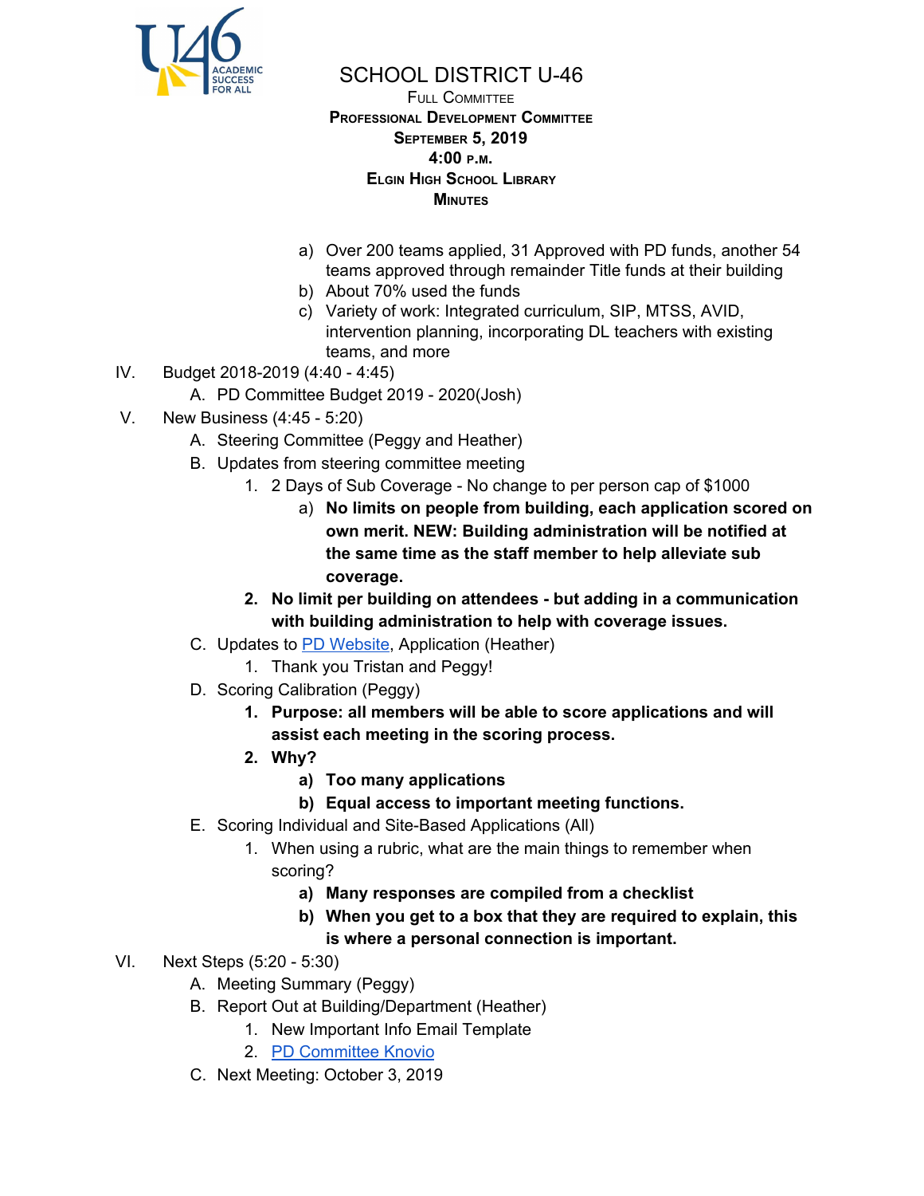# SCHOOL DISTRICT U-46

Full Committee
Professional Development Committee
September 5, 2019
4:00 p.m.
Elgin High School Library
Minutes

a) Over 200 teams applied, 31 Approved with PD funds, another 54 teams approved through remainder Title funds at their building
b) About 70% used the funds
c) Variety of work: Integrated curriculum, SIP, MTSS, AVID, intervention planning, incorporating DL teachers with existing teams, and more

IV. Budget 2018-2019 (4:40 - 4:45)
   A. PD Committee Budget 2019 - 2020(Josh)

V. New Business (4:45 - 5:20)
   A. Steering Committee (Peggy and Heather)
   B. Updates from steering committee meeting
      1. 2 Days of Sub Coverage - No change to per person cap of $1000
         a) **No limits on people from building, each application scored on own merit. NEW: Building administration will be notified at the same time as the staff member to help alleviate sub coverage.**
      2. **No limit per building on attendees - but adding in a communication with building administration to help with coverage issues.**
   C. Updates to PD Website, Application (Heather)
      1. Thank you Tristan and Peggy!
   D. Scoring Calibration (Peggy)
      1. **Purpose: all members will be able to score applications and will assist each meeting in the scoring process.**
      2. **Why?**
         a) **Too many applications**
         b) **Equal access to important meeting functions.**
   E. Scoring Individual and Site-Based Applications (All)
      1. When using a rubric, what are the main things to remember when scoring?
         a) **Many responses are compiled from a checklist**
         b) **When you get to a box that they are required to explain, this is where a personal connection is important.**

VI. Next Steps (5:20 - 5:30)
   A. Meeting Summary (Peggy)
   B. Report Out at Building/Department (Heather)
      1. New Important Info Email Template
      2. PD Committee Knovio
   C. Next Meeting: October 3, 2019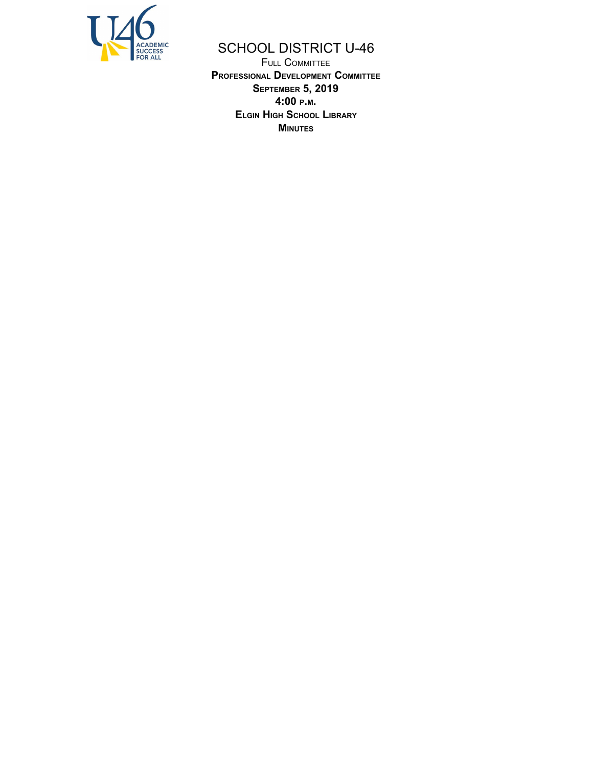# SCHOOL DISTRICT U-46

FULL COMMITTEE

**PROFESSIONAL DEVELOPMENT COMMITTEE**

**SEPTEMBER 5, 2019**

**4:00 P.M.**

**ELGIN HIGH SCHOOL LIBRARY**

**MINUTES**